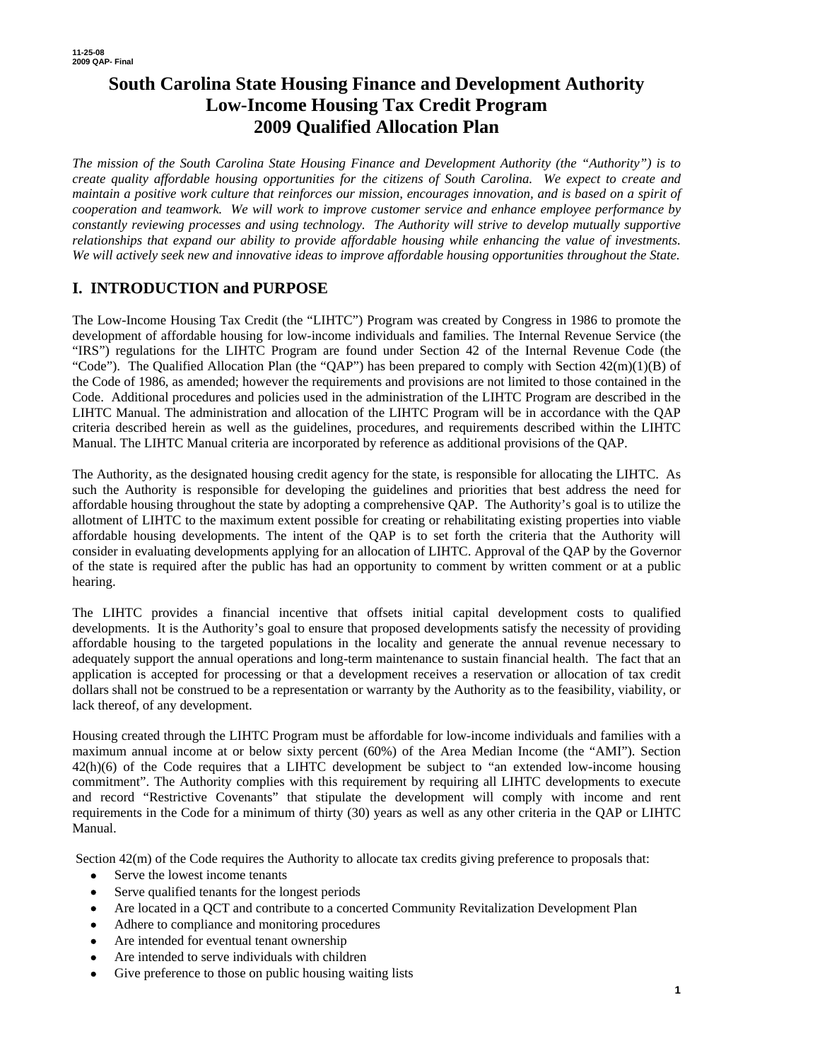11-25-08
2009 QAP- Final

# South Carolina State Housing Finance and Development Authority Low-Income Housing Tax Credit Program 2009 Qualified Allocation Plan

*The mission of the South Carolina State Housing Finance and Development Authority (the "Authority") is to create quality affordable housing opportunities for the citizens of South Carolina. We expect to create and maintain a positive work culture that reinforces our mission, encourages innovation, and is based on a spirit of cooperation and teamwork. We will work to improve customer service and enhance employee performance by constantly reviewing processes and using technology. The Authority will strive to develop mutually supportive relationships that expand our ability to provide affordable housing while enhancing the value of investments. We will actively seek new and innovative ideas to improve affordable housing opportunities throughout the State.*

## I. INTRODUCTION and PURPOSE

The Low-Income Housing Tax Credit (the "LIHTC") Program was created by Congress in 1986 to promote the development of affordable housing for low-income individuals and families. The Internal Revenue Service (the "IRS") regulations for the LIHTC Program are found under Section 42 of the Internal Revenue Code (the "Code"). The Qualified Allocation Plan (the "QAP") has been prepared to comply with Section 42(m)(1)(B) of the Code of 1986, as amended; however the requirements and provisions are not limited to those contained in the Code. Additional procedures and policies used in the administration of the LIHTC Program are described in the LIHTC Manual. The administration and allocation of the LIHTC Program will be in accordance with the QAP criteria described herein as well as the guidelines, procedures, and requirements described within the LIHTC Manual. The LIHTC Manual criteria are incorporated by reference as additional provisions of the QAP.

The Authority, as the designated housing credit agency for the state, is responsible for allocating the LIHTC. As such the Authority is responsible for developing the guidelines and priorities that best address the need for affordable housing throughout the state by adopting a comprehensive QAP. The Authority's goal is to utilize the allotment of LIHTC to the maximum extent possible for creating or rehabilitating existing properties into viable affordable housing developments. The intent of the QAP is to set forth the criteria that the Authority will consider in evaluating developments applying for an allocation of LIHTC. Approval of the QAP by the Governor of the state is required after the public has had an opportunity to comment by written comment or at a public hearing.

The LIHTC provides a financial incentive that offsets initial capital development costs to qualified developments. It is the Authority's goal to ensure that proposed developments satisfy the necessity of providing affordable housing to the targeted populations in the locality and generate the annual revenue necessary to adequately support the annual operations and long-term maintenance to sustain financial health. The fact that an application is accepted for processing or that a development receives a reservation or allocation of tax credit dollars shall not be construed to be a representation or warranty by the Authority as to the feasibility, viability, or lack thereof, of any development.

Housing created through the LIHTC Program must be affordable for low-income individuals and families with a maximum annual income at or below sixty percent (60%) of the Area Median Income (the "AMI"). Section 42(h)(6) of the Code requires that a LIHTC development be subject to "an extended low-income housing commitment". The Authority complies with this requirement by requiring all LIHTC developments to execute and record "Restrictive Covenants" that stipulate the development will comply with income and rent requirements in the Code for a minimum of thirty (30) years as well as any other criteria in the QAP or LIHTC Manual.

Section 42(m) of the Code requires the Authority to allocate tax credits giving preference to proposals that:

- Serve the lowest income tenants
- Serve qualified tenants for the longest periods
- Are located in a QCT and contribute to a concerted Community Revitalization Development Plan
- Adhere to compliance and monitoring procedures
- Are intended for eventual tenant ownership
- Are intended to serve individuals with children
- Give preference to those on public housing waiting lists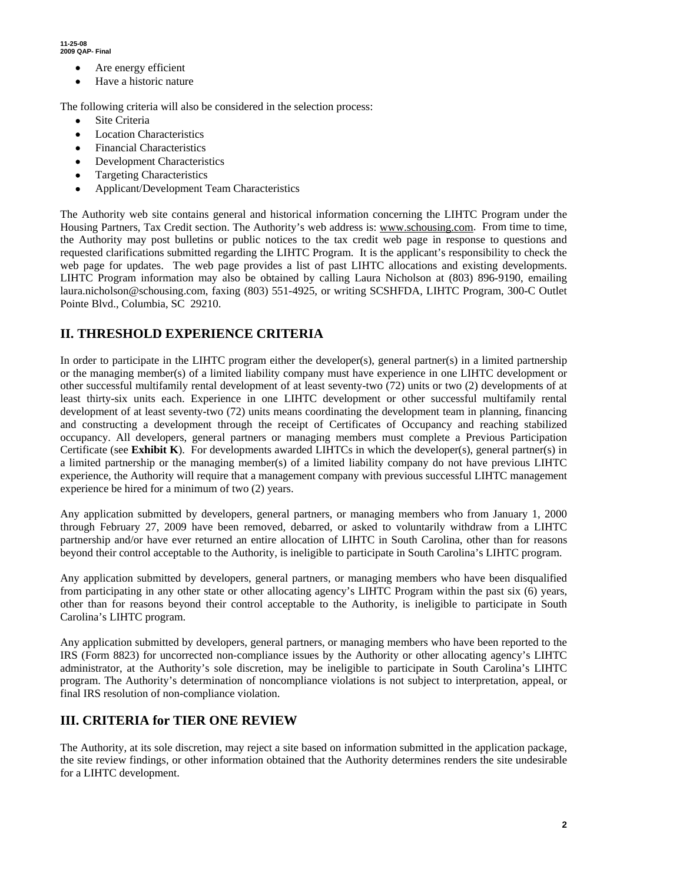- Are energy efficient
- Have a historic nature

The following criteria will also be considered in the selection process:

- Site Criteria
- Location Characteristics
- Financial Characteristics
- Development Characteristics
- Targeting Characteristics
- Applicant/Development Team Characteristics

The Authority web site contains general and historical information concerning the LIHTC Program under the Housing Partners, Tax Credit section. The Authority's web address is: www.schousing.com. From time to time, the Authority may post bulletins or public notices to the tax credit web page in response to questions and requested clarifications submitted regarding the LIHTC Program. It is the applicant's responsibility to check the web page for updates. The web page provides a list of past LIHTC allocations and existing developments. LIHTC Program information may also be obtained by calling Laura Nicholson at (803) 896-9190, emailing laura.nicholson@schousing.com, faxing (803) 551-4925, or writing SCSHFDA, LIHTC Program, 300-C Outlet Pointe Blvd., Columbia, SC 29210.

## II. THRESHOLD EXPERIENCE CRITERIA

In order to participate in the LIHTC program either the developer(s), general partner(s) in a limited partnership or the managing member(s) of a limited liability company must have experience in one LIHTC development or other successful multifamily rental development of at least seventy-two (72) units or two (2) developments of at least thirty-six units each. Experience in one LIHTC development or other successful multifamily rental development of at least seventy-two (72) units means coordinating the development team in planning, financing and constructing a development through the receipt of Certificates of Occupancy and reaching stabilized occupancy. All developers, general partners or managing members must complete a Previous Participation Certificate (see **Exhibit K**). For developments awarded LIHTCs in which the developer(s), general partner(s) in a limited partnership or the managing member(s) of a limited liability company do not have previous LIHTC experience, the Authority will require that a management company with previous successful LIHTC management experience be hired for a minimum of two (2) years.

Any application submitted by developers, general partners, or managing members who from January 1, 2000 through February 27, 2009 have been removed, debarred, or asked to voluntarily withdraw from a LIHTC partnership and/or have ever returned an entire allocation of LIHTC in South Carolina, other than for reasons beyond their control acceptable to the Authority, is ineligible to participate in South Carolina's LIHTC program.

Any application submitted by developers, general partners, or managing members who have been disqualified from participating in any other state or other allocating agency's LIHTC Program within the past six (6) years, other than for reasons beyond their control acceptable to the Authority, is ineligible to participate in South Carolina's LIHTC program.

Any application submitted by developers, general partners, or managing members who have been reported to the IRS (Form 8823) for uncorrected non-compliance issues by the Authority or other allocating agency's LIHTC administrator, at the Authority's sole discretion, may be ineligible to participate in South Carolina's LIHTC program. The Authority's determination of noncompliance violations is not subject to interpretation, appeal, or final IRS resolution of non-compliance violation.

## III. CRITERIA for TIER ONE REVIEW

The Authority, at its sole discretion, may reject a site based on information submitted in the application package, the site review findings, or other information obtained that the Authority determines renders the site undesirable for a LIHTC development.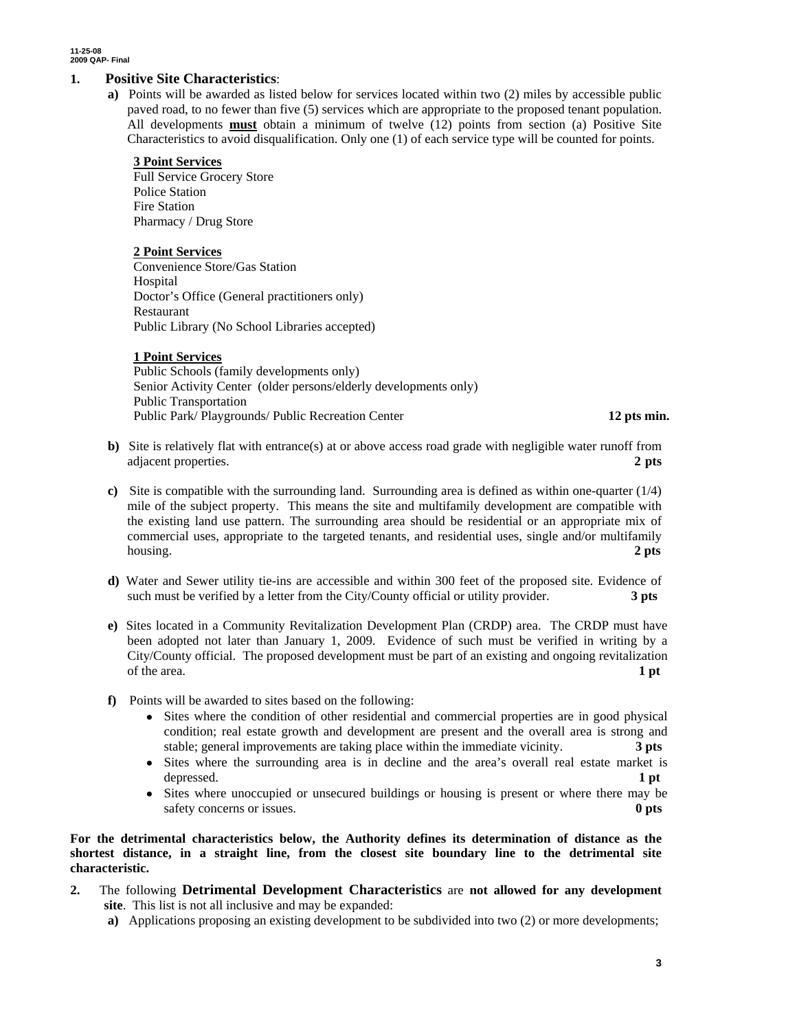1. **Positive Site Characteristics**:

   **a)** Points will be awarded as listed below for services located within two (2) miles by accessible public paved road, to no fewer than five (5) services which are appropriate to the proposed tenant population. All developments **must** obtain a minimum of twelve (12) points from section (a) Positive Site Characteristics to avoid disqualification. Only one (1) of each service type will be counted for points.

   **3 Point Services**
   Full Service Grocery Store
   Police Station
   Fire Station
   Pharmacy / Drug Store

   **2 Point Services**
   Convenience Store/Gas Station
   Hospital
   Doctor's Office (General practitioners only)
   Restaurant
   Public Library (No School Libraries accepted)

   **1 Point Services**
   Public Schools (family developments only)
   Senior Activity Center (older persons/elderly developments only)
   Public Transportation
   Public Park/ Playgrounds/ Public Recreation Center **12 pts min.**

   **b)** Site is relatively flat with entrance(s) at or above access road grade with negligible water runoff from adjacent properties. **2 pts**

   **c)** Site is compatible with the surrounding land. Surrounding area is defined as within one-quarter (1/4) mile of the subject property. This means the site and multifamily development are compatible with the existing land use pattern. The surrounding area should be residential or an appropriate mix of commercial uses, appropriate to the targeted tenants, and residential uses, single and/or multifamily housing. **2 pts**

   **d)** Water and Sewer utility tie-ins are accessible and within 300 feet of the proposed site. Evidence of such must be verified by a letter from the City/County official or utility provider. **3 pts**

   **e)** Sites located in a Community Revitalization Development Plan (CRDP) area. The CRDP must have been adopted not later than January 1, 2009. Evidence of such must be verified in writing by a City/County official. The proposed development must be part of an existing and ongoing revitalization of the area. **1 pt**

   **f)** Points will be awarded to sites based on the following:
   - Sites where the condition of other residential and commercial properties are in good physical condition; real estate growth and development are present and the overall area is strong and stable; general improvements are taking place within the immediate vicinity. **3 pts**
   - Sites where the surrounding area is in decline and the area's overall real estate market is depressed. **1 pt**
   - Sites where unoccupied or unsecured buildings or housing is present or where there may be safety concerns or issues. **0 pts**

**For the detrimental characteristics below, the Authority defines its determination of distance as the shortest distance, in a straight line, from the closest site boundary line to the detrimental site characteristic.**

2. The following **Detrimental Development Characteristics** are **not allowed for any development site**. This list is not all inclusive and may be expanded:

   **a)** Applications proposing an existing development to be subdivided into two (2) or more developments;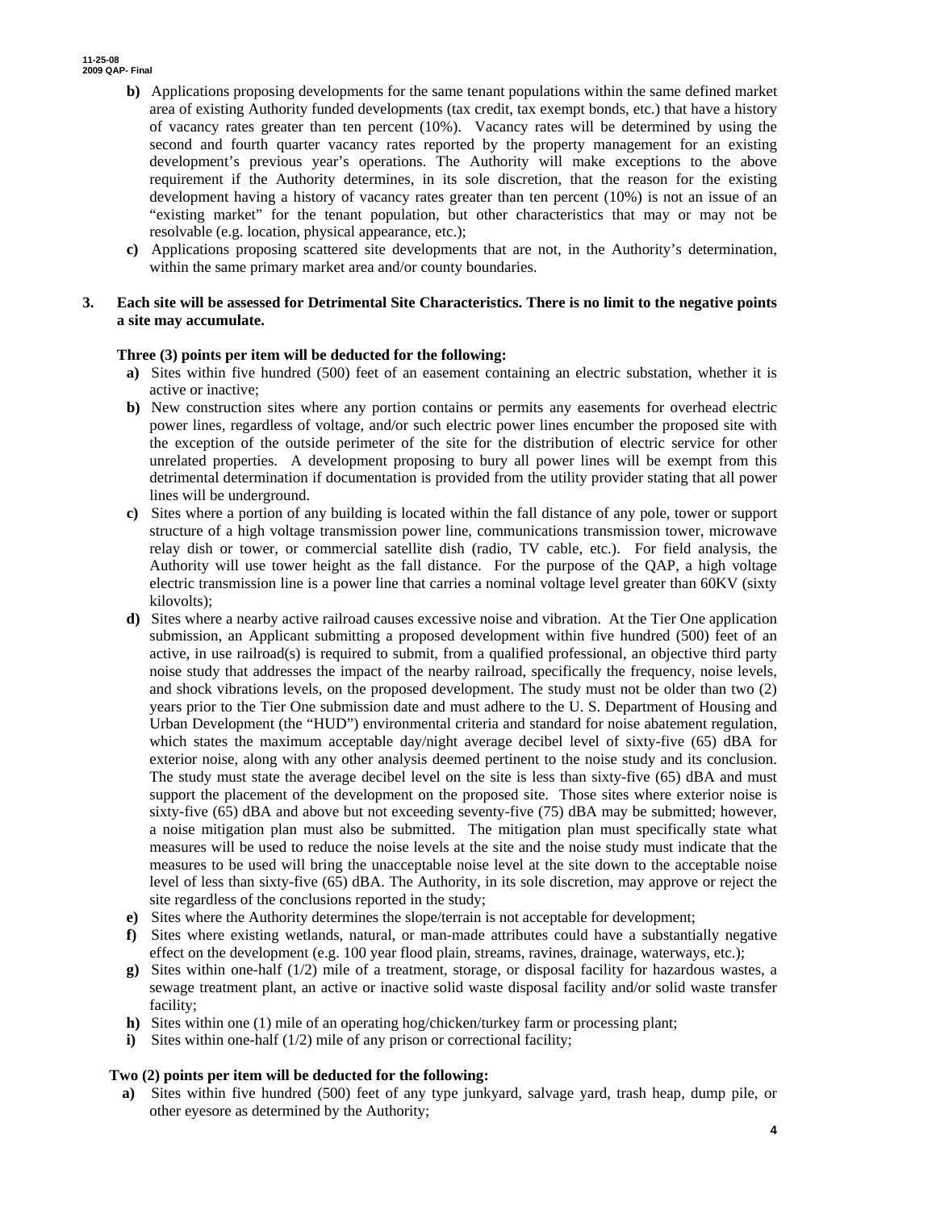- **b)** Applications proposing developments for the same tenant populations within the same defined market area of existing Authority funded developments (tax credit, tax exempt bonds, etc.) that have a history of vacancy rates greater than ten percent (10%). Vacancy rates will be determined by using the second and fourth quarter vacancy rates reported by the property management for an existing development's previous year's operations. The Authority will make exceptions to the above requirement if the Authority determines, in its sole discretion, that the reason for the existing development having a history of vacancy rates greater than ten percent (10%) is not an issue of an "existing market" for the tenant population, but other characteristics that may or may not be resolvable (e.g. location, physical appearance, etc.);
- **c)** Applications proposing scattered site developments that are not, in the Authority's determination, within the same primary market area and/or county boundaries.

**3. Each site will be assessed for Detrimental Site Characteristics. There is no limit to the negative points a site may accumulate.**

**Three (3) points per item will be deducted for the following:**

- **a)** Sites within five hundred (500) feet of an easement containing an electric substation, whether it is active or inactive;
- **b)** New construction sites where any portion contains or permits any easements for overhead electric power lines, regardless of voltage, and/or such electric power lines encumber the proposed site with the exception of the outside perimeter of the site for the distribution of electric service for other unrelated properties. A development proposing to bury all power lines will be exempt from this detrimental determination if documentation is provided from the utility provider stating that all power lines will be underground.
- **c)** Sites where a portion of any building is located within the fall distance of any pole, tower or support structure of a high voltage transmission power line, communications transmission tower, microwave relay dish or tower, or commercial satellite dish (radio, TV cable, etc.). For field analysis, the Authority will use tower height as the fall distance. For the purpose of the QAP, a high voltage electric transmission line is a power line that carries a nominal voltage level greater than 60KV (sixty kilovolts);
- **d)** Sites where a nearby active railroad causes excessive noise and vibration. At the Tier One application submission, an Applicant submitting a proposed development within five hundred (500) feet of an active, in use railroad(s) is required to submit, from a qualified professional, an objective third party noise study that addresses the impact of the nearby railroad, specifically the frequency, noise levels, and shock vibrations levels, on the proposed development. The study must not be older than two (2) years prior to the Tier One submission date and must adhere to the U. S. Department of Housing and Urban Development (the "HUD") environmental criteria and standard for noise abatement regulation, which states the maximum acceptable day/night average decibel level of sixty-five (65) dBA for exterior noise, along with any other analysis deemed pertinent to the noise study and its conclusion. The study must state the average decibel level on the site is less than sixty-five (65) dBA and must support the placement of the development on the proposed site. Those sites where exterior noise is sixty-five (65) dBA and above but not exceeding seventy-five (75) dBA may be submitted; however, a noise mitigation plan must also be submitted. The mitigation plan must specifically state what measures will be used to reduce the noise levels at the site and the noise study must indicate that the measures to be used will bring the unacceptable noise level at the site down to the acceptable noise level of less than sixty-five (65) dBA. The Authority, in its sole discretion, may approve or reject the site regardless of the conclusions reported in the study;
- **e)** Sites where the Authority determines the slope/terrain is not acceptable for development;
- **f)** Sites where existing wetlands, natural, or man-made attributes could have a substantially negative effect on the development (e.g. 100 year flood plain, streams, ravines, drainage, waterways, etc.);
- **g)** Sites within one-half (1/2) mile of a treatment, storage, or disposal facility for hazardous wastes, a sewage treatment plant, an active or inactive solid waste disposal facility and/or solid waste transfer facility;
- **h)** Sites within one (1) mile of an operating hog/chicken/turkey farm or processing plant;
- **i)** Sites within one-half (1/2) mile of any prison or correctional facility;

**Two (2) points per item will be deducted for the following:**

- **a)** Sites within five hundred (500) feet of any type junkyard, salvage yard, trash heap, dump pile, or other eyesore as determined by the Authority;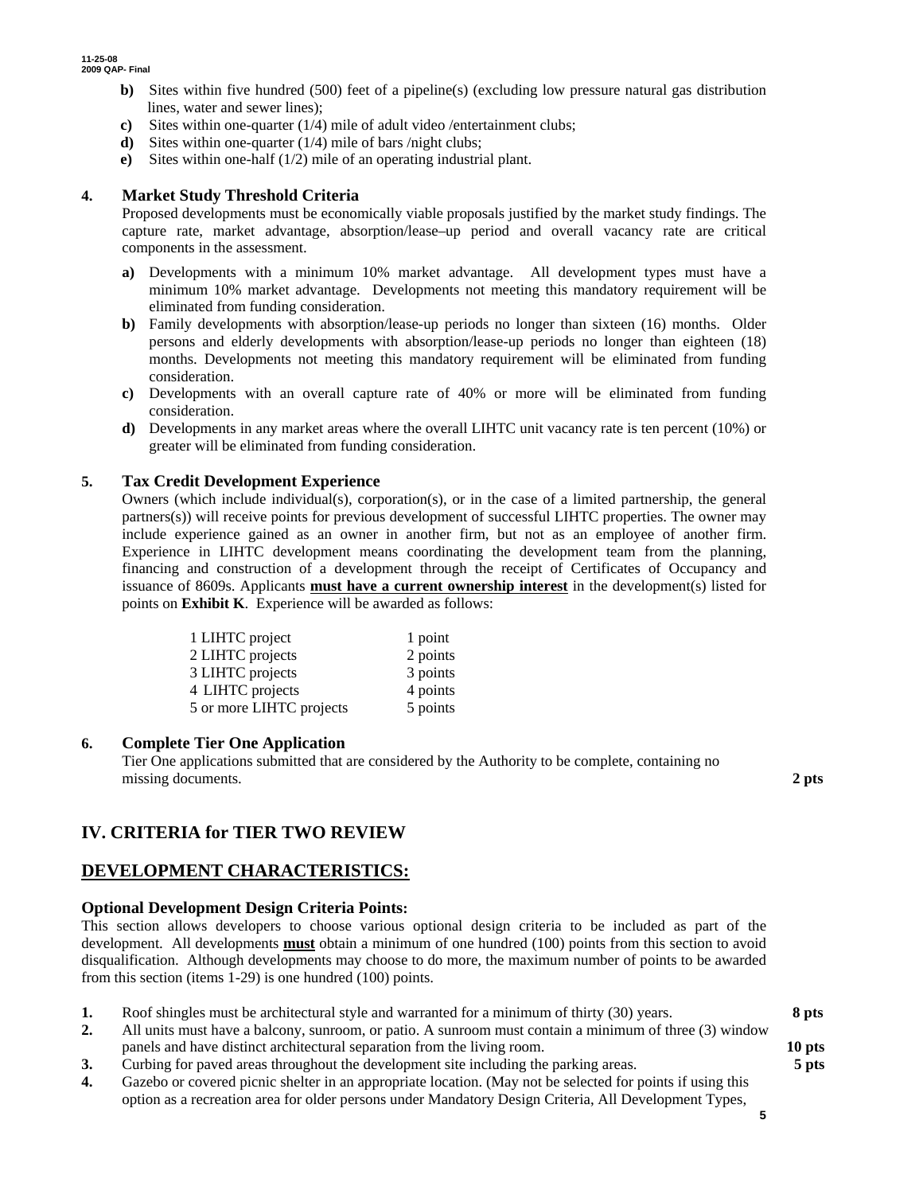- **b)** Sites within five hundred (500) feet of a pipeline(s) (excluding low pressure natural gas distribution lines, water and sewer lines);
- **c)** Sites within one-quarter (1/4) mile of adult video /entertainment clubs;
- **d)** Sites within one-quarter (1/4) mile of bars /night clubs;
- **e)** Sites within one-half (1/2) mile of an operating industrial plant.

### 4. Market Study Threshold Criteria

Proposed developments must be economically viable proposals justified by the market study findings. The capture rate, market advantage, absorption/lease–up period and overall vacancy rate are critical components in the assessment.

- **a)** Developments with a minimum 10% market advantage. All development types must have a minimum 10% market advantage. Developments not meeting this mandatory requirement will be eliminated from funding consideration.
- **b)** Family developments with absorption/lease-up periods no longer than sixteen (16) months. Older persons and elderly developments with absorption/lease-up periods no longer than eighteen (18) months. Developments not meeting this mandatory requirement will be eliminated from funding consideration.
- **c)** Developments with an overall capture rate of 40% or more will be eliminated from funding consideration.
- **d)** Developments in any market areas where the overall LIHTC unit vacancy rate is ten percent (10%) or greater will be eliminated from funding consideration.

### 5. Tax Credit Development Experience

Owners (which include individual(s), corporation(s), or in the case of a limited partnership, the general partners(s)) will receive points for previous development of successful LIHTC properties. The owner may include experience gained as an owner in another firm, but not as an employee of another firm. Experience in LIHTC development means coordinating the development team from the planning, financing and construction of a development through the receipt of Certificates of Occupancy and issuance of 8609s. Applicants **must have a current ownership interest** in the development(s) listed for points on **Exhibit K**. Experience will be awarded as follows:

| | |
|---|---|
| 1 LIHTC project | 1 point |
| 2 LIHTC projects | 2 points |
| 3 LIHTC projects | 3 points |
| 4 LIHTC projects | 4 points |
| 5 or more LIHTC projects | 5 points |

### 6. Complete Tier One Application

Tier One applications submitted that are considered by the Authority to be complete, containing no missing documents. **2 pts**

## IV. CRITERIA for TIER TWO REVIEW

## DEVELOPMENT CHARACTERISTICS:

### Optional Development Design Criteria Points:

This section allows developers to choose various optional design criteria to be included as part of the development. All developments **must** obtain a minimum of one hundred (100) points from this section to avoid disqualification. Although developments may choose to do more, the maximum number of points to be awarded from this section (items 1-29) is one hundred (100) points.

1. Roof shingles must be architectural style and warranted for a minimum of thirty (30) years. **8 pts**
2. All units must have a balcony, sunroom, or patio. A sunroom must contain a minimum of three (3) window panels and have distinct architectural separation from the living room. **10 pts**
3. Curbing for paved areas throughout the development site including the parking areas. **5 pts**
4. Gazebo or covered picnic shelter in an appropriate location. (May not be selected for points if using this option as a recreation area for older persons under Mandatory Design Criteria, All Development Types,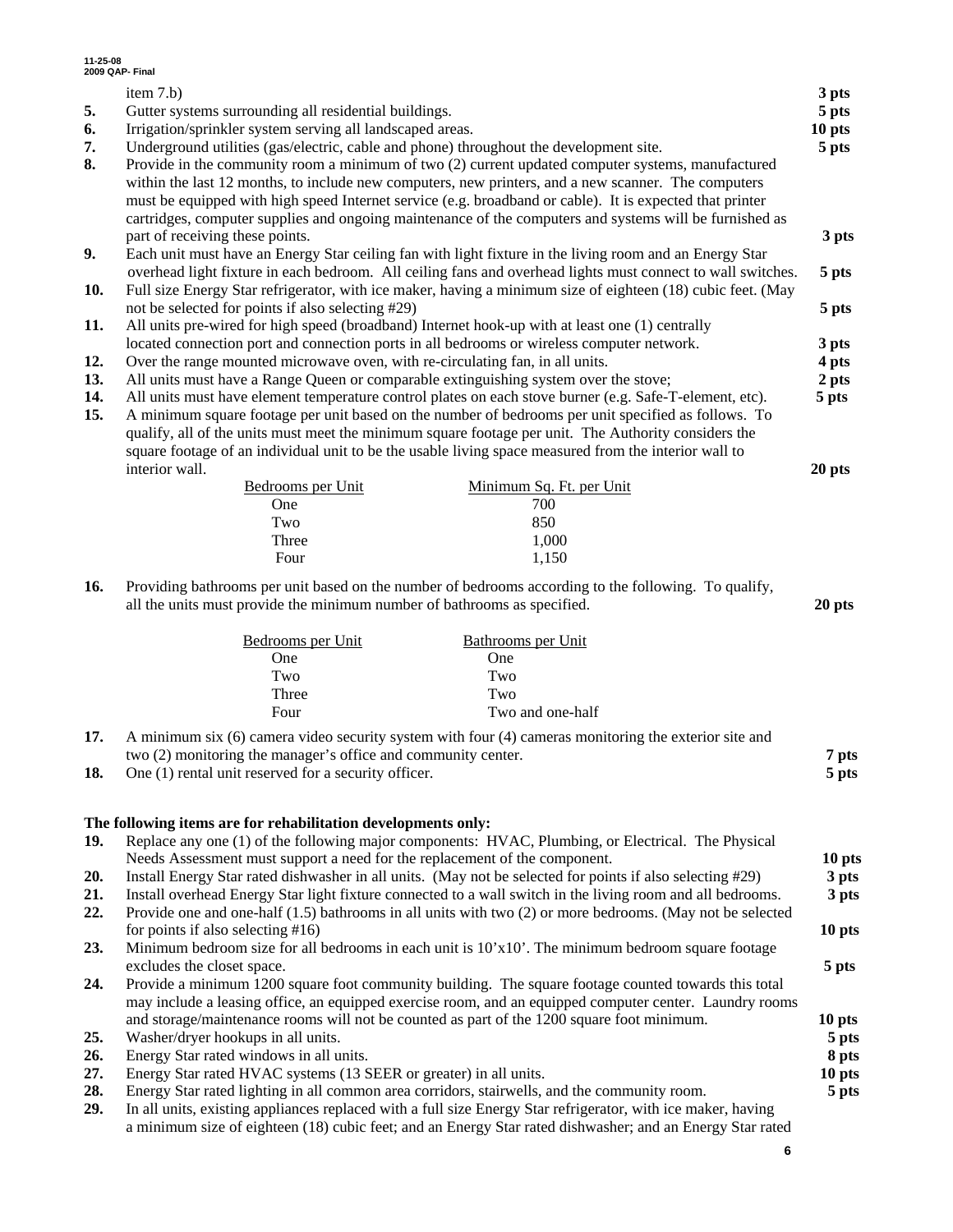item 7.b) **3 pts**

5. Gutter systems surrounding all residential buildings. **5 pts**
6. Irrigation/sprinkler system serving all landscaped areas. **10 pts**
7. Underground utilities (gas/electric, cable and phone) throughout the development site. **5 pts**
8. Provide in the community room a minimum of two (2) current updated computer systems, manufactured within the last 12 months, to include new computers, new printers, and a new scanner. The computers must be equipped with high speed Internet service (e.g. broadband or cable). It is expected that printer cartridges, computer supplies and ongoing maintenance of the computers and systems will be furnished as part of receiving these points. **3 pts**
9. Each unit must have an Energy Star ceiling fan with light fixture in the living room and an Energy Star overhead light fixture in each bedroom. All ceiling fans and overhead lights must connect to wall switches. **5 pts**
10. Full size Energy Star refrigerator, with ice maker, having a minimum size of eighteen (18) cubic feet. (May not be selected for points if also selecting #29) **5 pts**
11. All units pre-wired for high speed (broadband) Internet hook-up with at least one (1) centrally located connection port and connection ports in all bedrooms or wireless computer network. **3 pts**
12. Over the range mounted microwave oven, with re-circulating fan, in all units. **4 pts**
13. All units must have a Range Queen or comparable extinguishing system over the stove; **2 pts**
14. All units must have element temperature control plates on each stove burner (e.g. Safe-T-element, etc). **5 pts**
15. A minimum square footage per unit based on the number of bedrooms per unit specified as follows. To qualify, all of the units must meet the minimum square footage per unit. The Authority considers the square footage of an individual unit to be the usable living space measured from the interior wall to interior wall. **20 pts**

| Bedrooms per Unit | Minimum Sq. Ft. per Unit |
|---|---|
| One | 700 |
| Two | 850 |
| Three | 1,000 |
| Four | 1,150 |

16. Providing bathrooms per unit based on the number of bedrooms according to the following. To qualify, all the units must provide the minimum number of bathrooms as specified. **20 pts**

| Bedrooms per Unit | Bathrooms per Unit |
|---|---|
| One | One |
| Two | Two |
| Three | Two |
| Four | Two and one-half |

17. A minimum six (6) camera video security system with four (4) cameras monitoring the exterior site and two (2) monitoring the manager's office and community center. **7 pts**
18. One (1) rental unit reserved for a security officer. **5 pts**

**The following items are for rehabilitation developments only:**

19. Replace any one (1) of the following major components: HVAC, Plumbing, or Electrical. The Physical Needs Assessment must support a need for the replacement of the component. **10 pts**
20. Install Energy Star rated dishwasher in all units. (May not be selected for points if also selecting #29) **3 pts**
21. Install overhead Energy Star light fixture connected to a wall switch in the living room and all bedrooms. **3 pts**
22. Provide one and one-half (1.5) bathrooms in all units with two (2) or more bedrooms. (May not be selected for points if also selecting #16) **10 pts**
23. Minimum bedroom size for all bedrooms in each unit is 10'x10'. The minimum bedroom square footage excludes the closet space. **5 pts**
24. Provide a minimum 1200 square foot community building. The square footage counted towards this total may include a leasing office, an equipped exercise room, and an equipped computer center. Laundry rooms and storage/maintenance rooms will not be counted as part of the 1200 square foot minimum. **10 pts**
25. Washer/dryer hookups in all units. **5 pts**
26. Energy Star rated windows in all units. **8 pts**
27. Energy Star rated HVAC systems (13 SEER or greater) in all units. **10 pts**
28. Energy Star rated lighting in all common area corridors, stairwells, and the community room. **5 pts**
29. In all units, existing appliances replaced with a full size Energy Star refrigerator, with ice maker, having a minimum size of eighteen (18) cubic feet; and an Energy Star rated dishwasher; and an Energy Star rated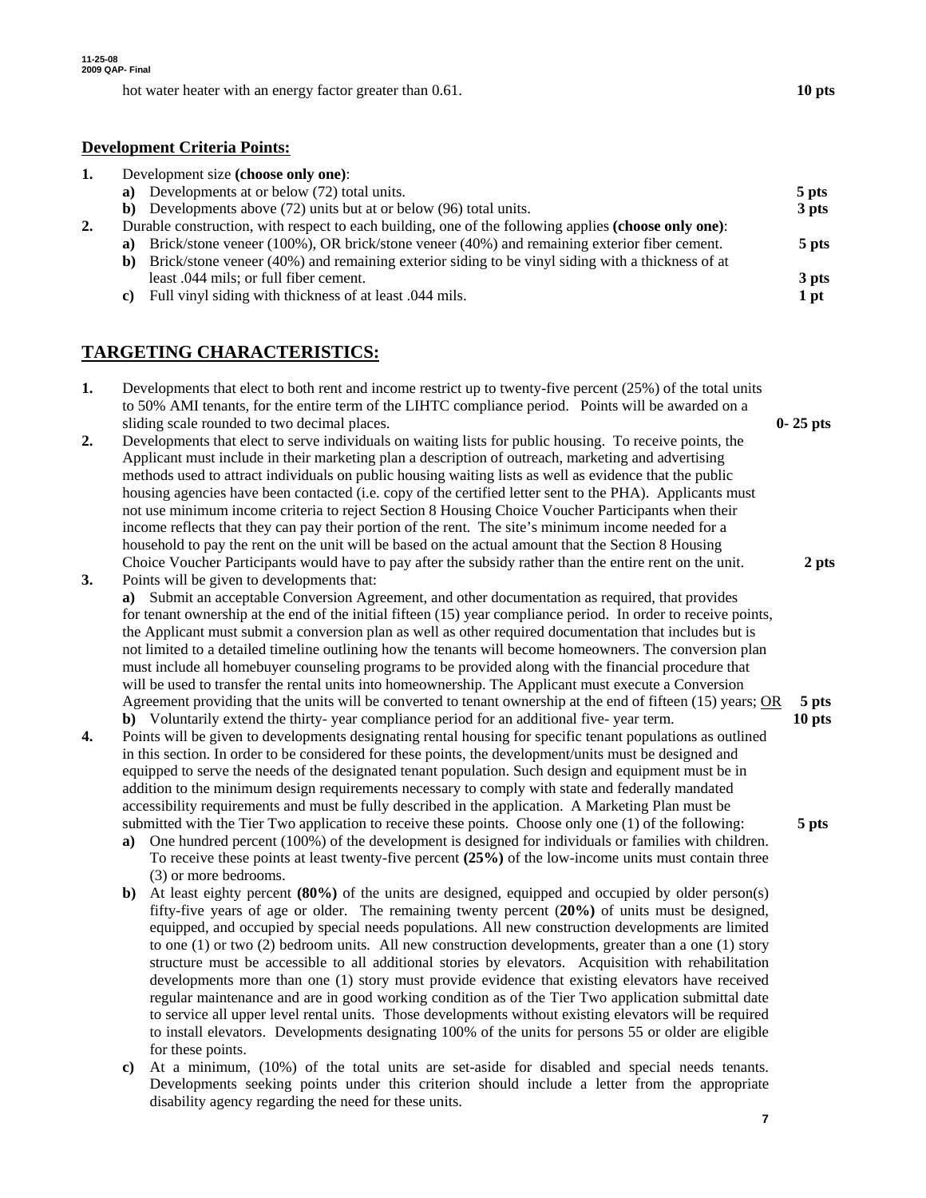hot water heater with an energy factor greater than 0.61. **10 pts**

## Development Criteria Points:

1. Development size **(choose only one)**:
   - **a)** Developments at or below (72) total units. **5 pts**
   - **b)** Developments above (72) units but at or below (96) total units. **3 pts**
2. Durable construction, with respect to each building, one of the following applies **(choose only one)**:
   - **a)** Brick/stone veneer (100%), OR brick/stone veneer (40%) and remaining exterior fiber cement. **5 pts**
   - **b)** Brick/stone veneer (40%) and remaining exterior siding to be vinyl siding with a thickness of at least .044 mils; or full fiber cement. **3 pts**
   - **c)** Full vinyl siding with thickness of at least .044 mils. **1 pt**

## TARGETING CHARACTERISTICS:

1. Developments that elect to both rent and income restrict up to twenty-five percent (25%) of the total units to 50% AMI tenants, for the entire term of the LIHTC compliance period. Points will be awarded on a sliding scale rounded to two decimal places. **0- 25 pts**
2. Developments that elect to serve individuals on waiting lists for public housing. To receive points, the Applicant must include in their marketing plan a description of outreach, marketing and advertising methods used to attract individuals on public housing waiting lists as well as evidence that the public housing agencies have been contacted (i.e. copy of the certified letter sent to the PHA). Applicants must not use minimum income criteria to reject Section 8 Housing Choice Voucher Participants when their income reflects that they can pay their portion of the rent. The site's minimum income needed for a household to pay the rent on the unit will be based on the actual amount that the Section 8 Housing Choice Voucher Participants would have to pay after the subsidy rather than the entire rent on the unit. **2 pts**
3. Points will be given to developments that:

   **a)** Submit an acceptable Conversion Agreement, and other documentation as required, that provides for tenant ownership at the end of the initial fifteen (15) year compliance period. In order to receive points, the Applicant must submit a conversion plan as well as other required documentation that includes but is not limited to a detailed timeline outlining how the tenants will become homeowners. The conversion plan must include all homebuyer counseling programs to be provided along with the financial procedure that will be used to transfer the rental units into homeownership. The Applicant must execute a Conversion Agreement providing that the units will be converted to tenant ownership at the end of fifteen (15) years; OR **5 pts**

   **b)** Voluntarily extend the thirty- year compliance period for an additional five- year term. **10 pts**
4. Points will be given to developments designating rental housing for specific tenant populations as outlined in this section. In order to be considered for these points, the development/units must be designed and equipped to serve the needs of the designated tenant population. Such design and equipment must be in addition to the minimum design requirements necessary to comply with state and federally mandated accessibility requirements and must be fully described in the application. A Marketing Plan must be submitted with the Tier Two application to receive these points. Choose only one (1) of the following: **5 pts**
   - **a)** One hundred percent (100%) of the development is designed for individuals or families with children. To receive these points at least twenty-five percent **(25%)** of the low-income units must contain three (3) or more bedrooms.
   - **b)** At least eighty percent **(80%)** of the units are designed, equipped and occupied by older person(s) fifty-five years of age or older. The remaining twenty percent (**20%)** of units must be designed, equipped, and occupied by special needs populations. All new construction developments are limited to one (1) or two (2) bedroom units. All new construction developments, greater than a one (1) story structure must be accessible to all additional stories by elevators. Acquisition with rehabilitation developments more than one (1) story must provide evidence that existing elevators have received regular maintenance and are in good working condition as of the Tier Two application submittal date to service all upper level rental units. Those developments without existing elevators will be required to install elevators. Developments designating 100% of the units for persons 55 or older are eligible for these points.
   - **c)** At a minimum, (10%) of the total units are set-aside for disabled and special needs tenants. Developments seeking points under this criterion should include a letter from the appropriate disability agency regarding the need for these units.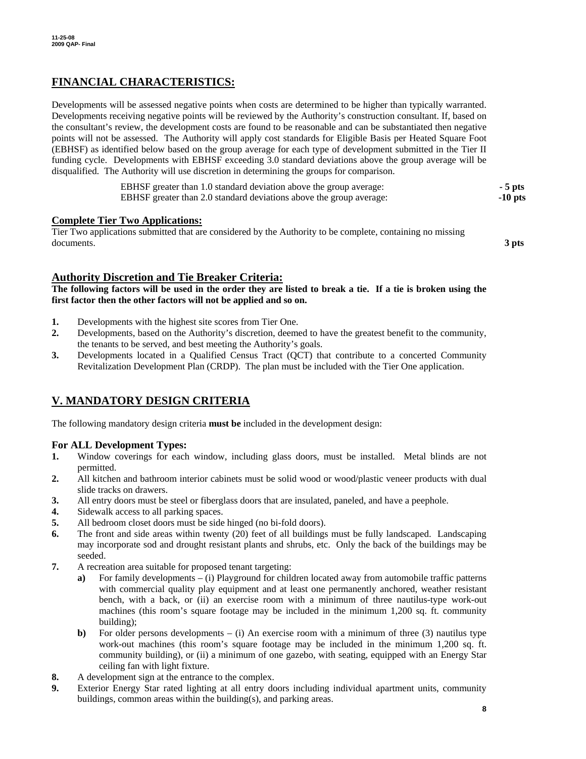## FINANCIAL CHARACTERISTICS:

Developments will be assessed negative points when costs are determined to be higher than typically warranted. Developments receiving negative points will be reviewed by the Authority's construction consultant. If, based on the consultant's review, the development costs are found to be reasonable and can be substantiated then negative points will not be assessed. The Authority will apply cost standards for Eligible Basis per Heated Square Foot (EBHSF) as identified below based on the group average for each type of development submitted in the Tier II funding cycle. Developments with EBHSF exceeding 3.0 standard deviations above the group average will be disqualified. The Authority will use discretion in determining the groups for comparison.

| | |
|---|---|
| EBHSF greater than 1.0 standard deviation above the group average: | - 5 pts |
| EBHSF greater than 2.0 standard deviations above the group average: | -10 pts |

### Complete Tier Two Applications:

Tier Two applications submitted that are considered by the Authority to be complete, containing no missing documents. **3 pts**

### Authority Discretion and Tie Breaker Criteria:

**The following factors will be used in the order they are listed to break a tie. If a tie is broken using the first factor then the other factors will not be applied and so on.**

1. Developments with the highest site scores from Tier One.
2. Developments, based on the Authority's discretion, deemed to have the greatest benefit to the community, the tenants to be served, and best meeting the Authority's goals.
3. Developments located in a Qualified Census Tract (QCT) that contribute to a concerted Community Revitalization Development Plan (CRDP). The plan must be included with the Tier One application.

## V. MANDATORY DESIGN CRITERIA

The following mandatory design criteria **must be** included in the development design:

### For ALL Development Types:

1. Window coverings for each window, including glass doors, must be installed. Metal blinds are not permitted.
2. All kitchen and bathroom interior cabinets must be solid wood or wood/plastic veneer products with dual slide tracks on drawers.
3. All entry doors must be steel or fiberglass doors that are insulated, paneled, and have a peephole.
4. Sidewalk access to all parking spaces.
5. All bedroom closet doors must be side hinged (no bi-fold doors).
6. The front and side areas within twenty (20) feet of all buildings must be fully landscaped. Landscaping may incorporate sod and drought resistant plants and shrubs, etc. Only the back of the buildings may be seeded.
7. A recreation area suitable for proposed tenant targeting:
   - **a)** For family developments – (i) Playground for children located away from automobile traffic patterns with commercial quality play equipment and at least one permanently anchored, weather resistant bench, with a back, or (ii) an exercise room with a minimum of three nautilus-type work-out machines (this room's square footage may be included in the minimum 1,200 sq. ft. community building);
   - **b)** For older persons developments – (i) An exercise room with a minimum of three (3) nautilus type work-out machines (this room's square footage may be included in the minimum 1,200 sq. ft. community building), or (ii) a minimum of one gazebo, with seating, equipped with an Energy Star ceiling fan with light fixture.
8. A development sign at the entrance to the complex.
9. Exterior Energy Star rated lighting at all entry doors including individual apartment units, community buildings, common areas within the building(s), and parking areas.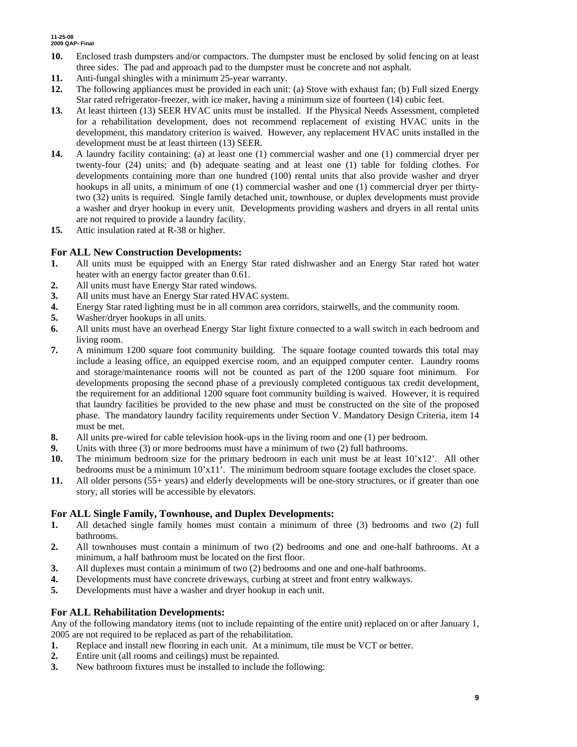10. Enclosed trash dumpsters and/or compactors. The dumpster must be enclosed by solid fencing on at least three sides. The pad and approach pad to the dumpster must be concrete and not asphalt.
11. Anti-fungal shingles with a minimum 25-year warranty.
12. The following appliances must be provided in each unit: (a) Stove with exhaust fan; (b) Full sized Energy Star rated refrigerator-freezer, with ice maker, having a minimum size of fourteen (14) cubic feet.
13. At least thirteen (13) SEER HVAC units must be installed. If the Physical Needs Assessment, completed for a rehabilitation development, does not recommend replacement of existing HVAC units in the development, this mandatory criterion is waived. However, any replacement HVAC units installed in the development must be at least thirteen (13) SEER.
14. A laundry facility containing: (a) at least one (1) commercial washer and one (1) commercial dryer per twenty-four (24) units; and (b) adequate seating and at least one (1) table for folding clothes. For developments containing more than one hundred (100) rental units that also provide washer and dryer hookups in all units, a minimum of one (1) commercial washer and one (1) commercial dryer per thirty-two (32) units is required. Single family detached unit, townhouse, or duplex developments must provide a washer and dryer hookup in every unit. Developments providing washers and dryers in all rental units are not required to provide a laundry facility.
15. Attic insulation rated at R-38 or higher.

### For ALL New Construction Developments:

1. All units must be equipped with an Energy Star rated dishwasher and an Energy Star rated hot water heater with an energy factor greater than 0.61.
2. All units must have Energy Star rated windows.
3. All units must have an Energy Star rated HVAC system.
4. Energy Star rated lighting must be in all common area corridors, stairwells, and the community room.
5. Washer/dryer hookups in all units.
6. All units must have an overhead Energy Star light fixture connected to a wall switch in each bedroom and living room.
7. A minimum 1200 square foot community building. The square footage counted towards this total may include a leasing office, an equipped exercise room, and an equipped computer center. Laundry rooms and storage/maintenance rooms will not be counted as part of the 1200 square foot minimum. For developments proposing the second phase of a previously completed contiguous tax credit development, the requirement for an additional 1200 square foot community building is waived. However, it is required that laundry facilities be provided to the new phase and must be constructed on the site of the proposed phase. The mandatory laundry facility requirements under Section V. Mandatory Design Criteria, item 14 must be met.
8. All units pre-wired for cable television hook-ups in the living room and one (1) per bedroom.
9. Units with three (3) or more bedrooms must have a minimum of two (2) full bathrooms.
10. The minimum bedroom size for the primary bedroom in each unit must be at least 10'x12'. All other bedrooms must be a minimum 10'x11'. The minimum bedroom square footage excludes the closet space.
11. All older persons (55+ years) and elderly developments will be one-story structures, or if greater than one story, all stories will be accessible by elevators.

### For ALL Single Family, Townhouse, and Duplex Developments:

1. All detached single family homes must contain a minimum of three (3) bedrooms and two (2) full bathrooms.
2. All townhouses must contain a minimum of two (2) bedrooms and one and one-half bathrooms. At a minimum, a half bathroom must be located on the first floor.
3. All duplexes must contain a minimum of two (2) bedrooms and one and one-half bathrooms.
4. Developments must have concrete driveways, curbing at street and front entry walkways.
5. Developments must have a washer and dryer hookup in each unit.

### For ALL Rehabilitation Developments:

Any of the following mandatory items (not to include repainting of the entire unit) replaced on or after January 1, 2005 are not required to be replaced as part of the rehabilitation.

1. Replace and install new flooring in each unit. At a minimum, tile must be VCT or better.
2. Entire unit (all rooms and ceilings) must be repainted.
3. New bathroom fixtures must be installed to include the following: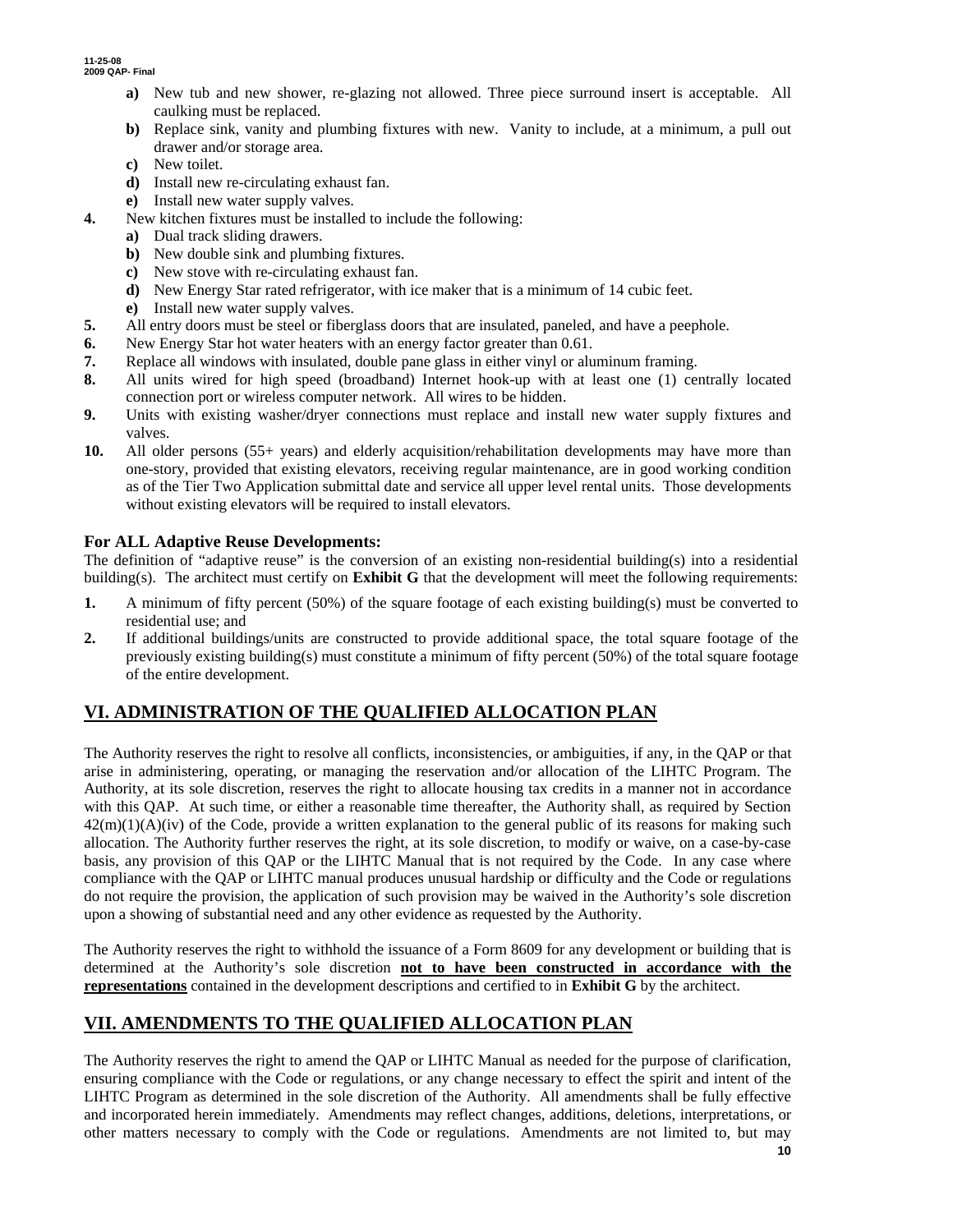- **a)** New tub and new shower, re-glazing not allowed. Three piece surround insert is acceptable. All caulking must be replaced.
  - **b)** Replace sink, vanity and plumbing fixtures with new. Vanity to include, at a minimum, a pull out drawer and/or storage area.
  - **c)** New toilet.
  - **d)** Install new re-circulating exhaust fan.
  - **e)** Install new water supply valves.

**4.** New kitchen fixtures must be installed to include the following:

- **a)** Dual track sliding drawers.
- **b)** New double sink and plumbing fixtures.
- **c)** New stove with re-circulating exhaust fan.
- **d)** New Energy Star rated refrigerator, with ice maker that is a minimum of 14 cubic feet.
- **e)** Install new water supply valves.

**5.** All entry doors must be steel or fiberglass doors that are insulated, paneled, and have a peephole.

**6.** New Energy Star hot water heaters with an energy factor greater than 0.61.

**7.** Replace all windows with insulated, double pane glass in either vinyl or aluminum framing.

**8.** All units wired for high speed (broadband) Internet hook-up with at least one (1) centrally located connection port or wireless computer network. All wires to be hidden.

**9.** Units with existing washer/dryer connections must replace and install new water supply fixtures and valves.

**10.** All older persons (55+ years) and elderly acquisition/rehabilitation developments may have more than one-story, provided that existing elevators, receiving regular maintenance, are in good working condition as of the Tier Two Application submittal date and service all upper level rental units. Those developments without existing elevators will be required to install elevators.

### For ALL Adaptive Reuse Developments:

The definition of "adaptive reuse" is the conversion of an existing non-residential building(s) into a residential building(s). The architect must certify on **Exhibit G** that the development will meet the following requirements:

1. A minimum of fifty percent (50%) of the square footage of each existing building(s) must be converted to residential use; and
2. If additional buildings/units are constructed to provide additional space, the total square footage of the previously existing building(s) must constitute a minimum of fifty percent (50%) of the total square footage of the entire development.

## VI. ADMINISTRATION OF THE QUALIFIED ALLOCATION PLAN

The Authority reserves the right to resolve all conflicts, inconsistencies, or ambiguities, if any, in the QAP or that arise in administering, operating, or managing the reservation and/or allocation of the LIHTC Program. The Authority, at its sole discretion, reserves the right to allocate housing tax credits in a manner not in accordance with this QAP. At such time, or either a reasonable time thereafter, the Authority shall, as required by Section 42(m)(1)(A)(iv) of the Code, provide a written explanation to the general public of its reasons for making such allocation. The Authority further reserves the right, at its sole discretion, to modify or waive, on a case-by-case basis, any provision of this QAP or the LIHTC Manual that is not required by the Code. In any case where compliance with the QAP or LIHTC manual produces unusual hardship or difficulty and the Code or regulations do not require the provision, the application of such provision may be waived in the Authority's sole discretion upon a showing of substantial need and any other evidence as requested by the Authority.

The Authority reserves the right to withhold the issuance of a Form 8609 for any development or building that is determined at the Authority's sole discretion **not to have been constructed in accordance with the representations** contained in the development descriptions and certified to in **Exhibit G** by the architect.

## VII. AMENDMENTS TO THE QUALIFIED ALLOCATION PLAN

The Authority reserves the right to amend the QAP or LIHTC Manual as needed for the purpose of clarification, ensuring compliance with the Code or regulations, or any change necessary to effect the spirit and intent of the LIHTC Program as determined in the sole discretion of the Authority. All amendments shall be fully effective and incorporated herein immediately. Amendments may reflect changes, additions, deletions, interpretations, or other matters necessary to comply with the Code or regulations. Amendments are not limited to, but may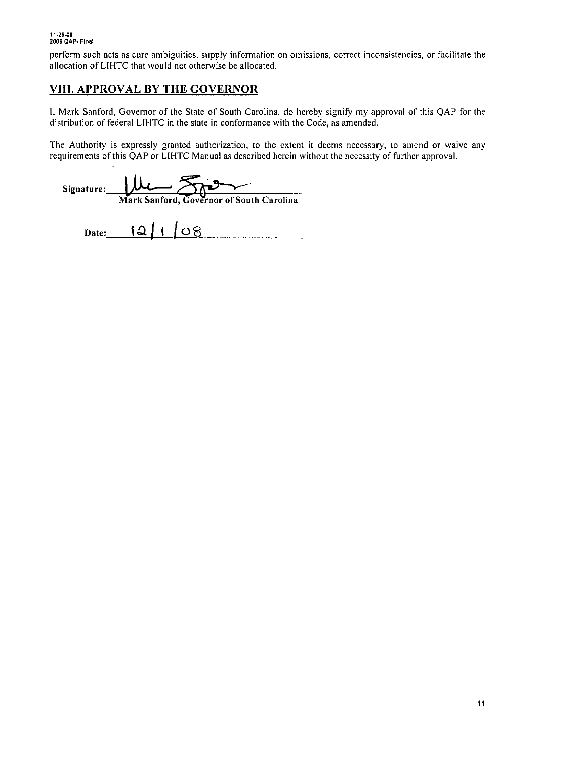perform such acts as cure ambiguities, supply information on omissions, correct inconsistencies, or facilitate the allocation of LIHTC that would not otherwise be allocated.

## VIII. APPROVAL BY THE GOVERNOR

I, Mark Sanford, Governor of the State of South Carolina, do hereby signify my approval of this QAP for the distribution of federal LIHTC in the state in conformance with the Code, as amended.

The Authority is expressly granted authorization, to the extent it deems necessary, to amend or waive any requirements of this QAP or LIHTC Manual as described herein without the necessity of further approval.

**Signature:** ______________________
**Mark Sanford, Governor of South Carolina**

**Date:** 12/1/08